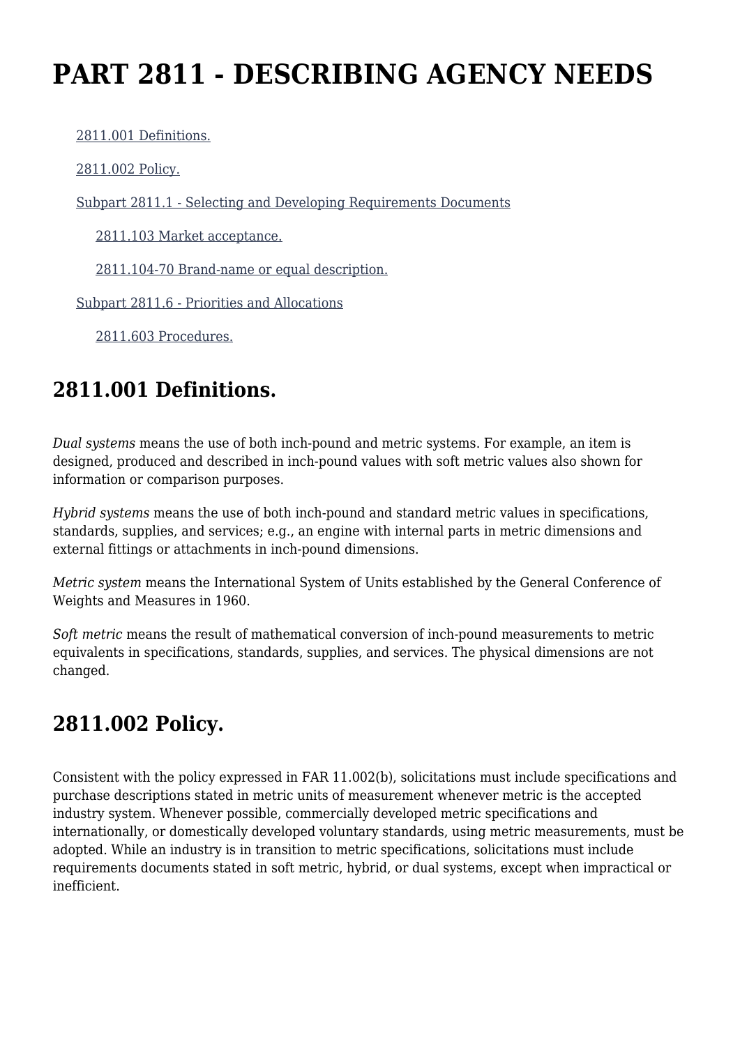# PART 2811 - DESCRIBING AGENCY NEEDS

- [2811.001 Definitions.]()
- [2811.002 Policy.]()
- [Subpart 2811.1 - Selecting and Developing Requirements Documents]()
  - [2811.103 Market acceptance.]()
  - [2811.104-70 Brand-name or equal description.]()
- [Subpart 2811.6 - Priorities and Allocations]()
  - [2811.603 Procedures.]()

## 2811.001 Definitions.

*Dual systems* means the use of both inch-pound and metric systems. For example, an item is designed, produced and described in inch-pound values with soft metric values also shown for information or comparison purposes.

*Hybrid systems* means the use of both inch-pound and standard metric values in specifications, standards, supplies, and services; e.g., an engine with internal parts in metric dimensions and external fittings or attachments in inch-pound dimensions.

*Metric system* means the International System of Units established by the General Conference of Weights and Measures in 1960.

*Soft metric* means the result of mathematical conversion of inch-pound measurements to metric equivalents in specifications, standards, supplies, and services. The physical dimensions are not changed.

## 2811.002 Policy.

Consistent with the policy expressed in FAR 11.002(b), solicitations must include specifications and purchase descriptions stated in metric units of measurement whenever metric is the accepted industry system. Whenever possible, commercially developed metric specifications and internationally, or domestically developed voluntary standards, using metric measurements, must be adopted. While an industry is in transition to metric specifications, solicitations must include requirements documents stated in soft metric, hybrid, or dual systems, except when impractical or inefficient.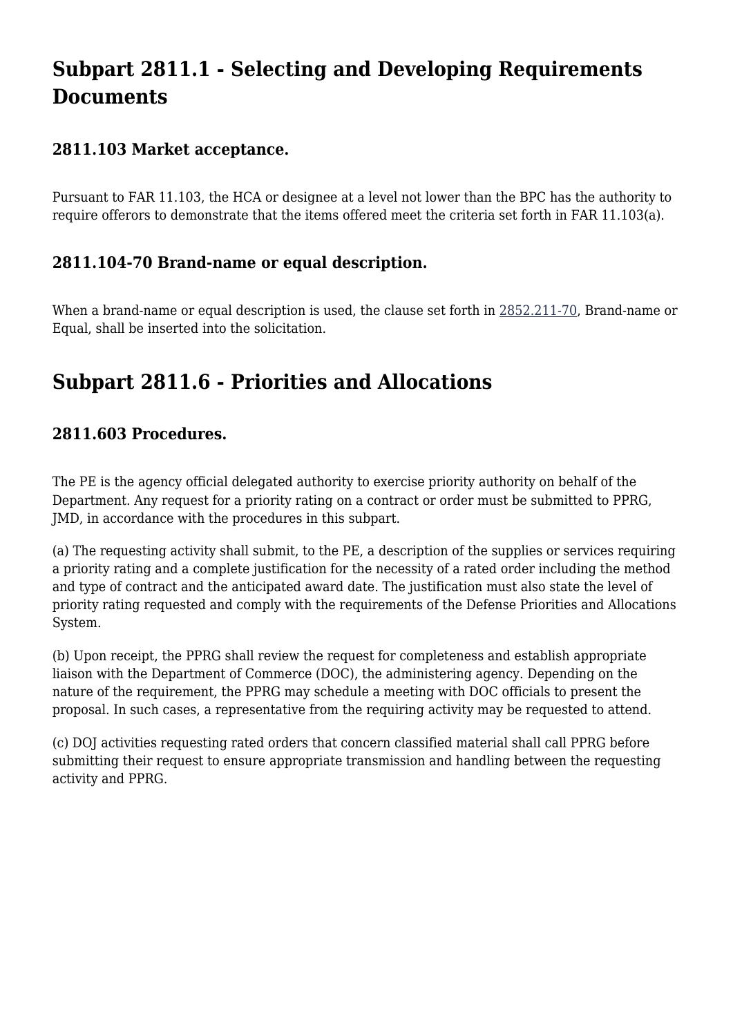## Subpart 2811.1 - Selecting and Developing Requirements Documents

### 2811.103 Market acceptance.

Pursuant to FAR 11.103, the HCA or designee at a level not lower than the BPC has the authority to require offerors to demonstrate that the items offered meet the criteria set forth in FAR 11.103(a).

### 2811.104-70 Brand-name or equal description.

When a brand-name or equal description is used, the clause set forth in 2852.211-70, Brand-name or Equal, shall be inserted into the solicitation.

## Subpart 2811.6 - Priorities and Allocations

### 2811.603 Procedures.

The PE is the agency official delegated authority to exercise priority authority on behalf of the Department. Any request for a priority rating on a contract or order must be submitted to PPRG, JMD, in accordance with the procedures in this subpart.

(a) The requesting activity shall submit, to the PE, a description of the supplies or services requiring a priority rating and a complete justification for the necessity of a rated order including the method and type of contract and the anticipated award date. The justification must also state the level of priority rating requested and comply with the requirements of the Defense Priorities and Allocations System.

(b) Upon receipt, the PPRG shall review the request for completeness and establish appropriate liaison with the Department of Commerce (DOC), the administering agency. Depending on the nature of the requirement, the PPRG may schedule a meeting with DOC officials to present the proposal. In such cases, a representative from the requiring activity may be requested to attend.

(c) DOJ activities requesting rated orders that concern classified material shall call PPRG before submitting their request to ensure appropriate transmission and handling between the requesting activity and PPRG.